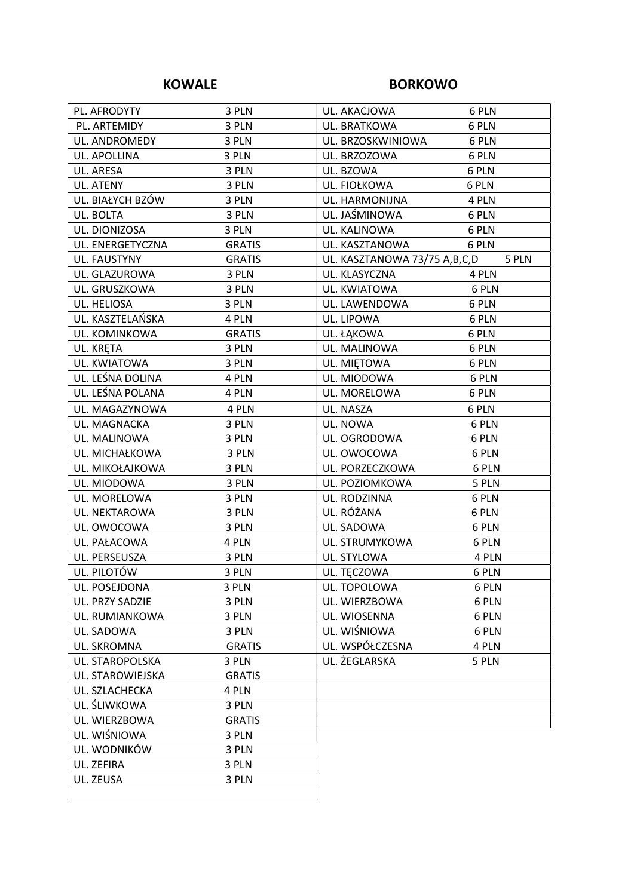## KOWALE

| | |
|---|---|
| PL. AFRODYTY | 3 PLN |
| PL. ARTEMIDY | 3 PLN |
| UL. ANDROMEDY | 3 PLN |
| UL. APOLLINA | 3 PLN |
| UL. ARESA | 3 PLN |
| UL. ATENY | 3 PLN |
| UL. BIAŁYCH BZÓW | 3 PLN |
| UL. BOLTA | 3 PLN |
| UL. DIONIZOSA | 3 PLN |
| UL. ENERGETYCZNA | GRATIS |
| UL. FAUSTYNY | GRATIS |
| UL. GLAZUROWA | 3 PLN |
| UL. GRUSZKOWA | 3 PLN |
| UL. HELIOSA | 3 PLN |
| UL. KASZTELAŃSKA | 4 PLN |
| UL. KOMINKOWA | GRATIS |
| UL. KRĘTA | 3 PLN |
| UL. KWIATOWA | 3 PLN |
| UL. LEŚNA DOLINA | 4 PLN |
| UL. LEŚNA POLANA | 4 PLN |
| UL. MAGAZYNOWA | 4 PLN |
| UL. MAGNACKA | 3 PLN |
| UL. MALINOWA | 3 PLN |
| UL. MICHAŁKOWA | 3 PLN |
| UL. MIKOŁAJKOWA | 3 PLN |
| UL. MIODOWA | 3 PLN |
| UL. MORELOWA | 3 PLN |
| UL. NEKTAROWA | 3 PLN |
| UL. OWOCOWA | 3 PLN |
| UL. PAŁACOWA | 4 PLN |
| UL. PERSEUSZA | 3 PLN |
| UL. PILOTÓW | 3 PLN |
| UL. POSEJDONA | 3 PLN |
| UL. PRZY SADZIE | 3 PLN |
| UL. RUMIANKOWA | 3 PLN |
| UL. SADOWA | 3 PLN |
| UL. SKROMNA | GRATIS |
| UL. STAROPOLSKA | 3 PLN |
| UL. STAROWIEJSKA | GRATIS |
| UL. SZLACHECKA | 4 PLN |
| UL. ŚLIWKOWA | 3 PLN |
| UL. WIERZBOWA | GRATIS |
| UL. WIŚNIOWA | 3 PLN |
| UL. WODNIKÓW | 3 PLN |
| UL. ZEFIRA | 3 PLN |
| UL. ZEUSA | 3 PLN |

## BORKOWO

| | |
|---|---|
| UL. AKACJOWA | 6 PLN |
| UL. BRATKOWA | 6 PLN |
| UL. BRZOSKWINIOWA | 6 PLN |
| UL. BRZOZOWA | 6 PLN |
| UL. BZOWA | 6 PLN |
| UL. FIOŁKOWA | 6 PLN |
| UL. HARMONIJNA | 4 PLN |
| UL. JAŚMINOWA | 6 PLN |
| UL. KALINOWA | 6 PLN |
| UL. KASZTANOWA | 6 PLN |
| UL. KASZTANOWA 73/75 A,B,C,D | 5 PLN |
| UL. KLASYCZNA | 4 PLN |
| UL. KWIATOWA | 6 PLN |
| UL. LAWENDOWA | 6 PLN |
| UL. LIPOWA | 6 PLN |
| UL. ŁĄKOWA | 6 PLN |
| UL. MALINOWA | 6 PLN |
| UL. MIĘTOWA | 6 PLN |
| UL. MIODOWA | 6 PLN |
| UL. MORELOWA | 6 PLN |
| UL. NASZA | 6 PLN |
| UL. NOWA | 6 PLN |
| UL. OGRODOWA | 6 PLN |
| UL. OWOCOWA | 6 PLN |
| UL. PORZECZKOWA | 6 PLN |
| UL. POZIOMKOWA | 5 PLN |
| UL. RODZINNA | 6 PLN |
| UL. RÓŻANA | 6 PLN |
| UL. SADOWA | 6 PLN |
| UL. STRUMYKOWA | 6 PLN |
| UL. STYLOWA | 4 PLN |
| UL. TĘCZOWA | 6 PLN |
| UL. TOPOLOWA | 6 PLN |
| UL. WIERZBOWA | 6 PLN |
| UL. WIOSENNA | 6 PLN |
| UL. WIŚNIOWA | 6 PLN |
| UL. WSPÓŁCZESNA | 4 PLN |
| UL. ŻEGLARSKA | 5 PLN |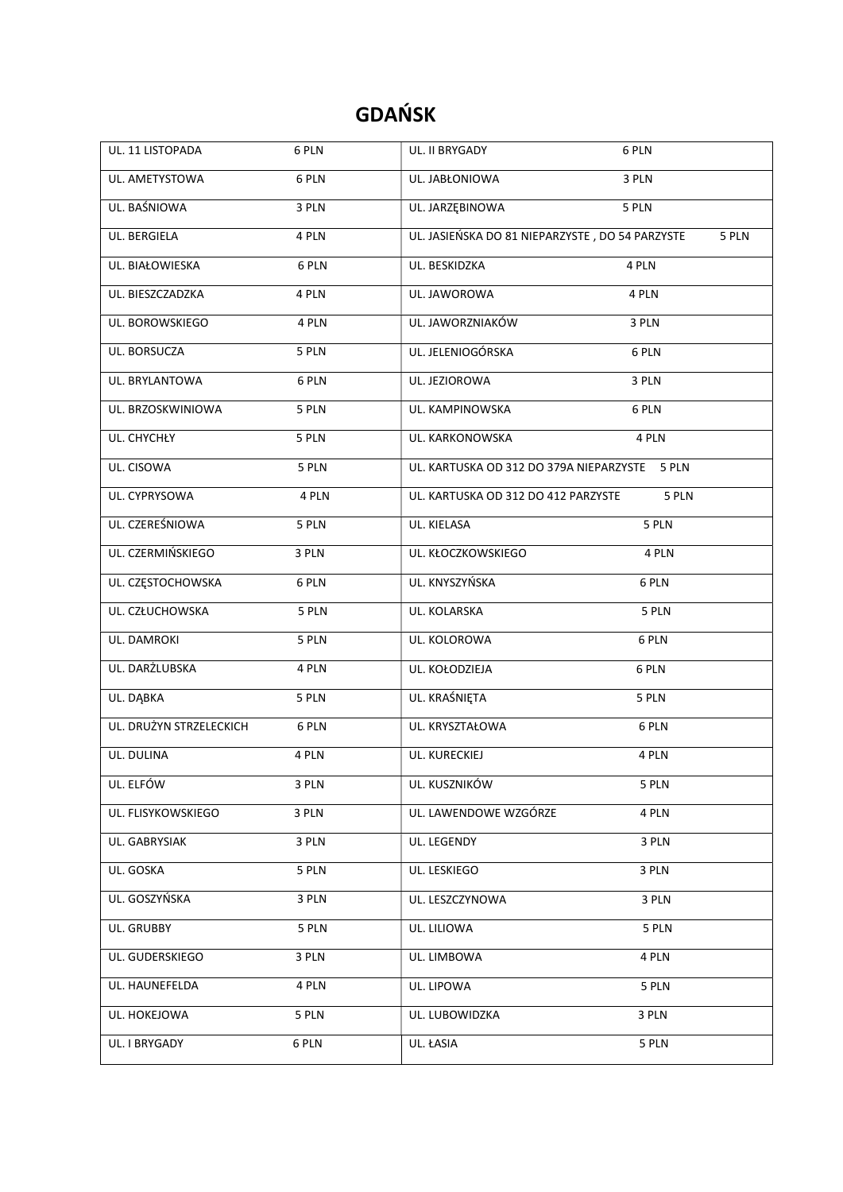# GDAŃSK

| | | | |
|---|---|---|---|
| UL. 11 LISTOPADA | 6 PLN | UL. II BRYGADY | 6 PLN |
| UL. AMETYSTOWA | 6 PLN | UL. JABŁONIOWA | 3 PLN |
| UL. BAŚNIOWA | 3 PLN | UL. JARZĘBINOWA | 5 PLN |
| UL. BERGIELA | 4 PLN | UL. JASIEŃSKA DO 81 NIEPARZYSTE , DO 54 PARZYSTE | 5 PLN |
| UL. BIAŁOWIESKA | 6 PLN | UL. BESKIDZKA | 4 PLN |
| UL. BIESZCZADZKA | 4 PLN | UL. JAWOROWA | 4 PLN |
| UL. BOROWSKIEGO | 4 PLN | UL. JAWORZNIAKÓW | 3 PLN |
| UL. BORSUCZA | 5 PLN | UL. JELENIOGÓRSKA | 6 PLN |
| UL. BRYLANTOWA | 6 PLN | UL. JEZIOROWA | 3 PLN |
| UL. BRZOSKWINIOWA | 5 PLN | UL. KAMPINOWSKA | 6 PLN |
| UL. CHYCHŁY | 5 PLN | UL. KARKONOWSKA | 4 PLN |
| UL. CISOWA | 5 PLN | UL. KARTUSKA OD 312 DO 379A NIEPARZYSTE | 5 PLN |
| UL. CYPRYSOWA | 4 PLN | UL. KARTUSKA OD 312 DO 412 PARZYSTE | 5 PLN |
| UL. CZEREŚNIOWA | 5 PLN | UL. KIELASA | 5 PLN |
| UL. CZERMIŃSKIEGO | 3 PLN | UL. KŁOCZKOWSKIEGO | 4 PLN |
| UL. CZĘSTOCHOWSKA | 6 PLN | UL. KNYSZYŃSKA | 6 PLN |
| UL. CZŁUCHOWSKA | 5 PLN | UL. KOLARSKA | 5 PLN |
| UL. DAMROKI | 5 PLN | UL. KOLOROWA | 6 PLN |
| UL. DARŻLUBSKA | 4 PLN | UL. KOŁODZIEJA | 6 PLN |
| UL. DĄBKA | 5 PLN | UL. KRAŚNIĘTA | 5 PLN |
| UL. DRUŻYN STRZELECKICH | 6 PLN | UL. KRYSZTAŁOWA | 6 PLN |
| UL. DULINA | 4 PLN | UL. KURECKIEJ | 4 PLN |
| UL. ELFÓW | 3 PLN | UL. KUSZNIKÓW | 5 PLN |
| UL. FLISYKOWSKIEGO | 3 PLN | UL. LAWENDOWE WZGÓRZE | 4 PLN |
| UL. GABRYSIAK | 3 PLN | UL. LEGENDY | 3 PLN |
| UL. GOSKA | 5 PLN | UL. LESKIEGO | 3 PLN |
| UL. GOSZYŃSKA | 3 PLN | UL. LESZCZYNOWA | 3 PLN |
| UL. GRUBBY | 5 PLN | UL. LILIOWA | 5 PLN |
| UL. GUDERSKIEGO | 3 PLN | UL. LIMBOWA | 4 PLN |
| UL. HAUNEFELDA | 4 PLN | UL. LIPOWA | 5 PLN |
| UL. HOKEJOWA | 5 PLN | UL. LUBOWIDZKA | 3 PLN |
| UL. I BRYGADY | 6 PLN | UL. ŁASIA | 5 PLN |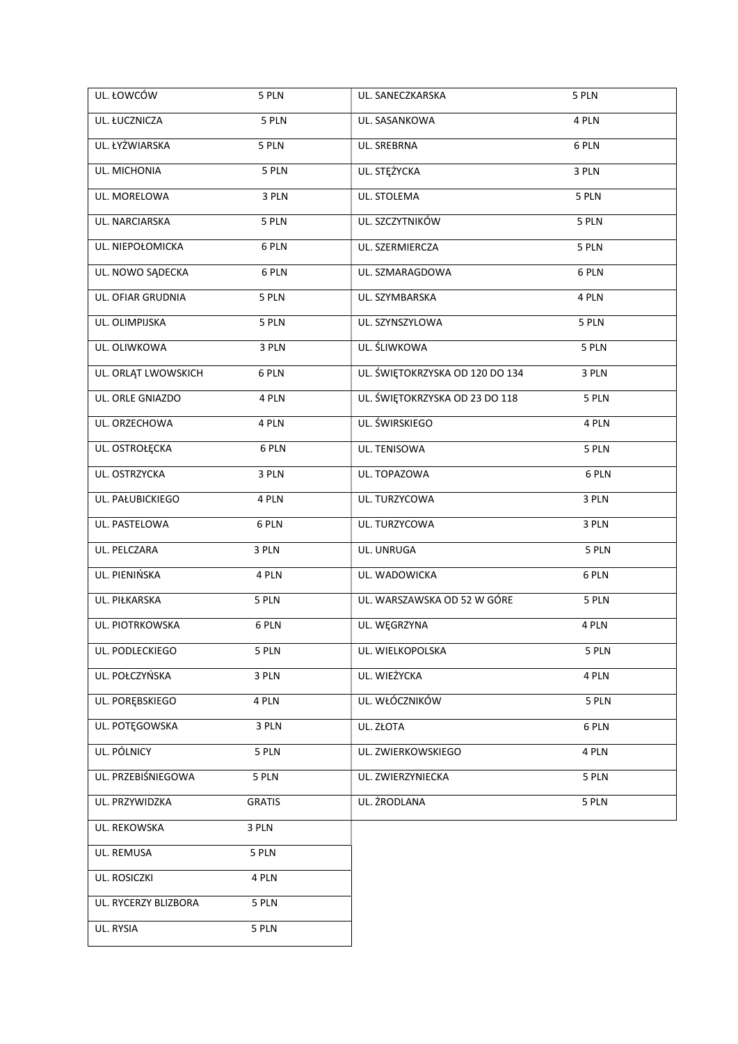| | |
|---|---|
| UL. ŁOWCÓW | 5 PLN |
| UL. ŁUCZNICZA | 5 PLN |
| UL. ŁYŻWIARSKA | 5 PLN |
| UL. MICHONIA | 5 PLN |
| UL. MORELOWA | 3 PLN |
| UL. NARCIARSKA | 5 PLN |
| UL. NIEPOŁOMICKA | 6 PLN |
| UL. NOWO SĄDECKA | 6 PLN |
| UL. OFIAR GRUDNIA | 5 PLN |
| UL. OLIMPIJSKA | 5 PLN |
| UL. OLIWKOWA | 3 PLN |
| UL. ORLĄT LWOWSKICH | 6 PLN |
| UL. ORLE GNIAZDO | 4 PLN |
| UL. ORZECHOWA | 4 PLN |
| UL. OSTROŁĘCKA | 6 PLN |
| UL. OSTRZYCKA | 3 PLN |
| UL. PAŁUBICKIEGO | 4 PLN |
| UL. PASTELOWA | 6 PLN |
| UL. PELCZARA | 3 PLN |
| UL. PIENIŃSKA | 4 PLN |
| UL. PIŁKARSKA | 5 PLN |
| UL. PIOTRKOWSKA | 6 PLN |
| UL. PODLECKIEGO | 5 PLN |
| UL. POŁCZYŃSKA | 3 PLN |
| UL. PORĘBSKIEGO | 4 PLN |
| UL. POTĘGOWSKA | 3 PLN |
| UL. PÓLNICY | 5 PLN |
| UL. PRZEBIŚNIEGOWA | 5 PLN |
| UL. PRZYWIDZKA | GRATIS |
| UL. REKOWSKA | 3 PLN |
| UL. REMUSA | 5 PLN |
| UL. ROSICZKI | 4 PLN |
| UL. RYCERZY BLIZBORA | 5 PLN |
| UL. RYSIA | 5 PLN |
| UL. SANECZKARSKA | 5 PLN |
| UL. SASANKOWA | 4 PLN |
| UL. SREBRNA | 6 PLN |
| UL. STĘŻYCKA | 3 PLN |
| UL. STOLEMA | 5 PLN |
| UL. SZCZYTNIKÓW | 5 PLN |
| UL. SZERMIERCZA | 5 PLN |
| UL. SZMARAGDOWA | 6 PLN |
| UL. SZYMBARSKA | 4 PLN |
| UL. SZYNSZYLOWA | 5 PLN |
| UL. ŚLIWKOWA | 5 PLN |
| UL. ŚWIĘTOKRZYSKA OD 120 DO 134 | 3 PLN |
| UL. ŚWIĘTOKRZYSKA OD 23 DO 118 | 5 PLN |
| UL. ŚWIRSKIEGO | 4 PLN |
| UL. TENISOWA | 5 PLN |
| UL. TOPAZOWA | 6 PLN |
| UL. TURZYCOWA | 3 PLN |
| UL. TURZYCOWA | 3 PLN |
| UL. UNRUGA | 5 PLN |
| UL. WADOWICKA | 6 PLN |
| UL. WARSZAWSKA OD 52 W GÓRE | 5 PLN |
| UL. WĘGRZYNA | 4 PLN |
| UL. WIELKOPOLSKA | 5 PLN |
| UL. WIEŻYCKA | 4 PLN |
| UL. WŁÓCZNIKÓW | 5 PLN |
| UL. ZŁOTA | 6 PLN |
| UL. ZWIERKOWSKIEGO | 4 PLN |
| UL. ZWIERZYNIECKA | 5 PLN |
| UL. ŹRODLANA | 5 PLN |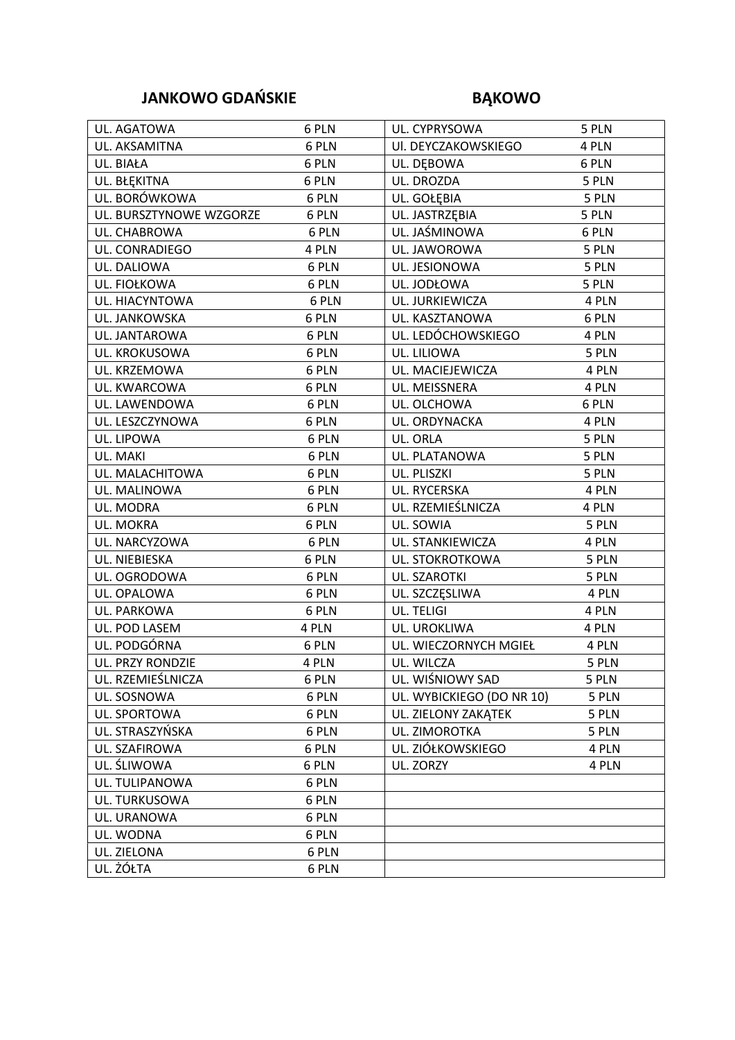| JANKOWO GDAŃSKIE | | BĄKOWO | |
|---|---|---|---|
| UL. AGATOWA | 6 PLN | UL. CYPRYSOWA | 5 PLN |
| UL. AKSAMITNA | 6 PLN | Ul. DEYCZAKOWSKIEGO | 4 PLN |
| UL. BIAŁA | 6 PLN | UL. DĘBOWA | 6 PLN |
| UL. BŁĘKITNA | 6 PLN | UL. DROZDA | 5 PLN |
| UL. BORÓWKOWA | 6 PLN | UL. GOŁĘBIA | 5 PLN |
| UL. BURSZTYNOWE WZGORZE | 6 PLN | UL. JASTRZĘBIA | 5 PLN |
| UL. CHABROWA | 6 PLN | UL. JAŚMINOWA | 6 PLN |
| UL. CONRADIEGO | 4 PLN | UL. JAWOROWA | 5 PLN |
| UL. DALIOWA | 6 PLN | UL. JESIONOWA | 5 PLN |
| UL. FIOŁKOWA | 6 PLN | UL. JODŁOWA | 5 PLN |
| UL. HIACYNTOWA | 6 PLN | UL. JURKIEWICZA | 4 PLN |
| UL. JANKOWSKA | 6 PLN | UL. KASZTANOWA | 6 PLN |
| UL. JANTAROWA | 6 PLN | UL. LEDÓCHOWSKIEGO | 4 PLN |
| UL. KROKUSOWA | 6 PLN | UL. LILIOWA | 5 PLN |
| UL. KRZEMOWA | 6 PLN | UL. MACIEJEWICZA | 4 PLN |
| UL. KWARCOWA | 6 PLN | UL. MEISSNERA | 4 PLN |
| UL. LAWENDOWA | 6 PLN | UL. OLCHOWA | 6 PLN |
| UL. LESZCZYNOWA | 6 PLN | UL. ORDYNACKA | 4 PLN |
| UL. LIPOWA | 6 PLN | UL. ORLA | 5 PLN |
| UL. MAKI | 6 PLN | UL. PLATANOWA | 5 PLN |
| UL. MALACHITOWA | 6 PLN | UL. PLISZKI | 5 PLN |
| UL. MALINOWA | 6 PLN | UL. RYCERSKA | 4 PLN |
| UL. MODRA | 6 PLN | UL. RZEMIEŚLNICZA | 4 PLN |
| UL. MOKRA | 6 PLN | UL. SOWIA | 5 PLN |
| UL. NARCYZOWA | 6 PLN | UL. STANKIEWICZA | 4 PLN |
| UL. NIEBIESKA | 6 PLN | UL. STOKROTKOWA | 5 PLN |
| UL. OGRODOWA | 6 PLN | UL. SZAROTKI | 5 PLN |
| UL. OPALOWA | 6 PLN | UL. SZCZĘSLIWA | 4 PLN |
| UL. PARKOWA | 6 PLN | UL. TELIGI | 4 PLN |
| UL. POD LASEM | 4 PLN | UL. UROKLIWA | 4 PLN |
| UL. PODGÓRNA | 6 PLN | UL. WIECZORNYCH MGIEŁ | 4 PLN |
| UL. PRZY RONDZIE | 4 PLN | UL. WILCZA | 5 PLN |
| UL. RZEMIEŚLNICZA | 6 PLN | UL. WIŚNIOWY SAD | 5 PLN |
| UL. SOSNOWA | 6 PLN | UL. WYBICKIEGO (DO NR 10) | 5 PLN |
| UL. SPORTOWA | 6 PLN | UL. ZIELONY ZAKĄTEK | 5 PLN |
| UL. STRASZYŃSKA | 6 PLN | UL. ZIMOROTKA | 5 PLN |
| UL. SZAFIROWA | 6 PLN | UL. ZIÓŁKOWSKIEGO | 4 PLN |
| UL. ŚLIWOWA | 6 PLN | UL. ZORZY | 4 PLN |
| UL. TULIPANOWA | 6 PLN | | |
| UL. TURKUSOWA | 6 PLN | | |
| UL. URANOWA | 6 PLN | | |
| UL. WODNA | 6 PLN | | |
| UL. ZIELONA | 6 PLN | | |
| UL. ŻÓŁTA | 6 PLN | | |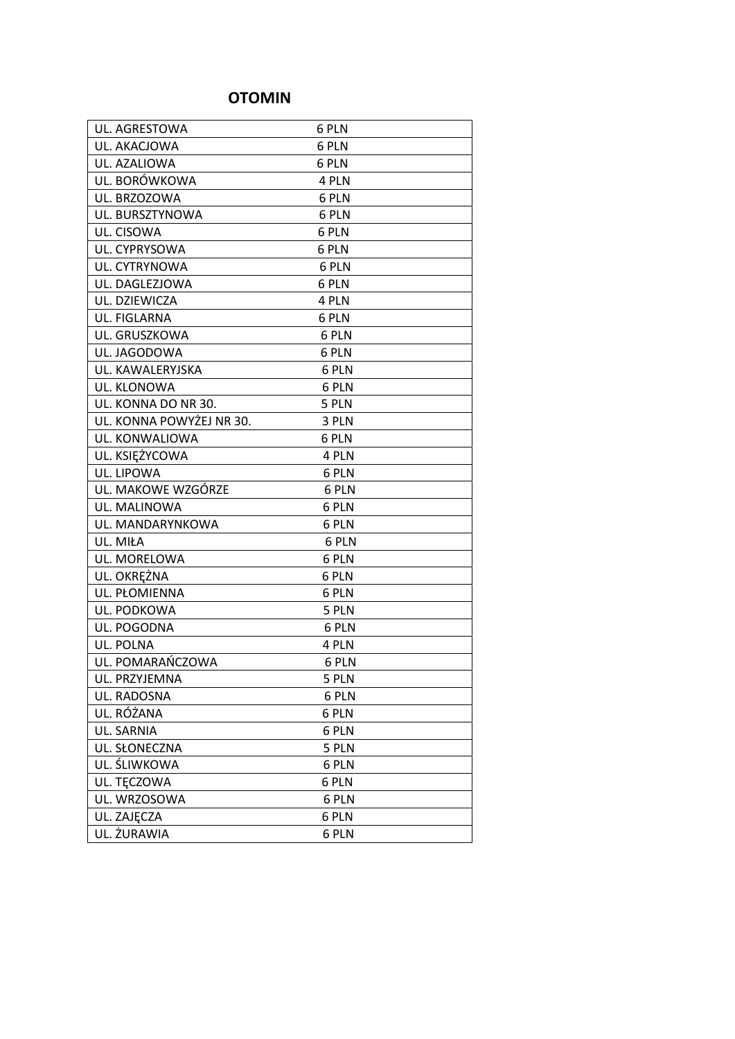**OTOMIN**

| | |
|---|---|
| UL. AGRESTOWA | 6 PLN |
| UL. AKACJOWA | 6 PLN |
| UL. AZALIOWA | 6 PLN |
| UL. BORÓWKOWA | 4 PLN |
| UL. BRZOZOWA | 6 PLN |
| UL. BURSZTYNOWA | 6 PLN |
| UL. CISOWA | 6 PLN |
| UL. CYPRYSOWA | 6 PLN |
| UL. CYTRYNOWA | 6 PLN |
| UL. DAGLEZJOWA | 6 PLN |
| UL. DZIEWICZA | 4 PLN |
| UL. FIGLARNA | 6 PLN |
| UL. GRUSZKOWA | 6 PLN |
| UL. JAGODOWA | 6 PLN |
| UL. KAWALERYJSKA | 6 PLN |
| UL. KLONOWA | 6 PLN |
| UL. KONNA DO NR 30. | 5 PLN |
| UL. KONNA POWYŻEJ NR 30. | 3 PLN |
| UL. KONWALIOWA | 6 PLN |
| UL. KSIĘŻYCOWA | 4 PLN |
| UL. LIPOWA | 6 PLN |
| UL. MAKOWE WZGÓRZE | 6 PLN |
| UL. MALINOWA | 6 PLN |
| UL. MANDARYNKOWA | 6 PLN |
| UL. MIŁA | 6 PLN |
| UL. MORELOWA | 6 PLN |
| UL. OKRĘŻNA | 6 PLN |
| UL. PŁOMIENNA | 6 PLN |
| UL. PODKOWA | 5 PLN |
| UL. POGODNA | 6 PLN |
| UL. POLNA | 4 PLN |
| UL. POMARAŃCZOWA | 6 PLN |
| UL. PRZYJEMNA | 5 PLN |
| UL. RADOSNA | 6 PLN |
| UL. RÓŻANA | 6 PLN |
| UL. SARNIA | 6 PLN |
| UL. SŁONECZNA | 5 PLN |
| UL. ŚLIWKOWA | 6 PLN |
| UL. TĘCZOWA | 6 PLN |
| UL. WRZOSOWA | 6 PLN |
| UL. ZAJĘCZA | 6 PLN |
| UL. ŻURAWIA | 6 PLN |